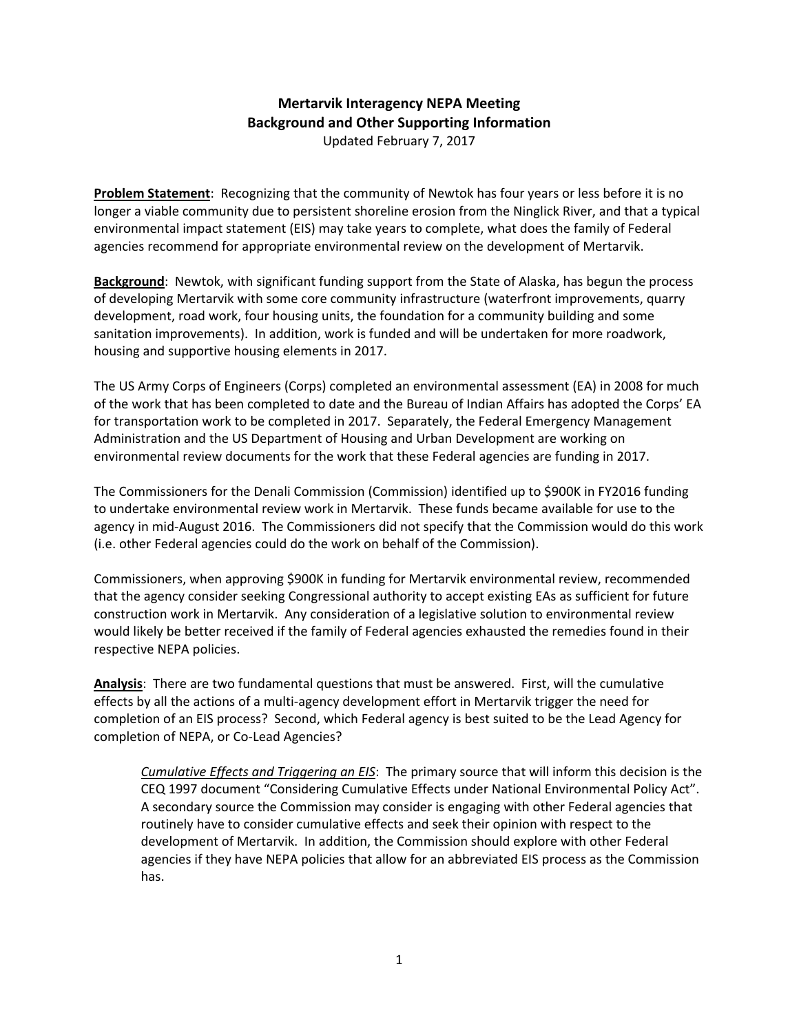# Mertarvik Interagency NEPA Meeting
## Background and Other Supporting Information

Updated February 7, 2017

**Problem Statement**: Recognizing that the community of Newtok has four years or less before it is no longer a viable community due to persistent shoreline erosion from the Ninglick River, and that a typical environmental impact statement (EIS) may take years to complete, what does the family of Federal agencies recommend for appropriate environmental review on the development of Mertarvik.

**Background**: Newtok, with significant funding support from the State of Alaska, has begun the process of developing Mertarvik with some core community infrastructure (waterfront improvements, quarry development, road work, four housing units, the foundation for a community building and some sanitation improvements). In addition, work is funded and will be undertaken for more roadwork, housing and supportive housing elements in 2017.

The US Army Corps of Engineers (Corps) completed an environmental assessment (EA) in 2008 for much of the work that has been completed to date and the Bureau of Indian Affairs has adopted the Corps' EA for transportation work to be completed in 2017. Separately, the Federal Emergency Management Administration and the US Department of Housing and Urban Development are working on environmental review documents for the work that these Federal agencies are funding in 2017.

The Commissioners for the Denali Commission (Commission) identified up to $900K in FY2016 funding to undertake environmental review work in Mertarvik. These funds became available for use to the agency in mid-August 2016. The Commissioners did not specify that the Commission would do this work (i.e. other Federal agencies could do the work on behalf of the Commission).

Commissioners, when approving $900K in funding for Mertarvik environmental review, recommended that the agency consider seeking Congressional authority to accept existing EAs as sufficient for future construction work in Mertarvik. Any consideration of a legislative solution to environmental review would likely be better received if the family of Federal agencies exhausted the remedies found in their respective NEPA policies.

**Analysis**: There are two fundamental questions that must be answered. First, will the cumulative effects by all the actions of a multi-agency development effort in Mertarvik trigger the need for completion of an EIS process? Second, which Federal agency is best suited to be the Lead Agency for completion of NEPA, or Co-Lead Agencies?

> *Cumulative Effects and Triggering an EIS*: The primary source that will inform this decision is the CEQ 1997 document "Considering Cumulative Effects under National Environmental Policy Act". A secondary source the Commission may consider is engaging with other Federal agencies that routinely have to consider cumulative effects and seek their opinion with respect to the development of Mertarvik. In addition, the Commission should explore with other Federal agencies if they have NEPA policies that allow for an abbreviated EIS process as the Commission has.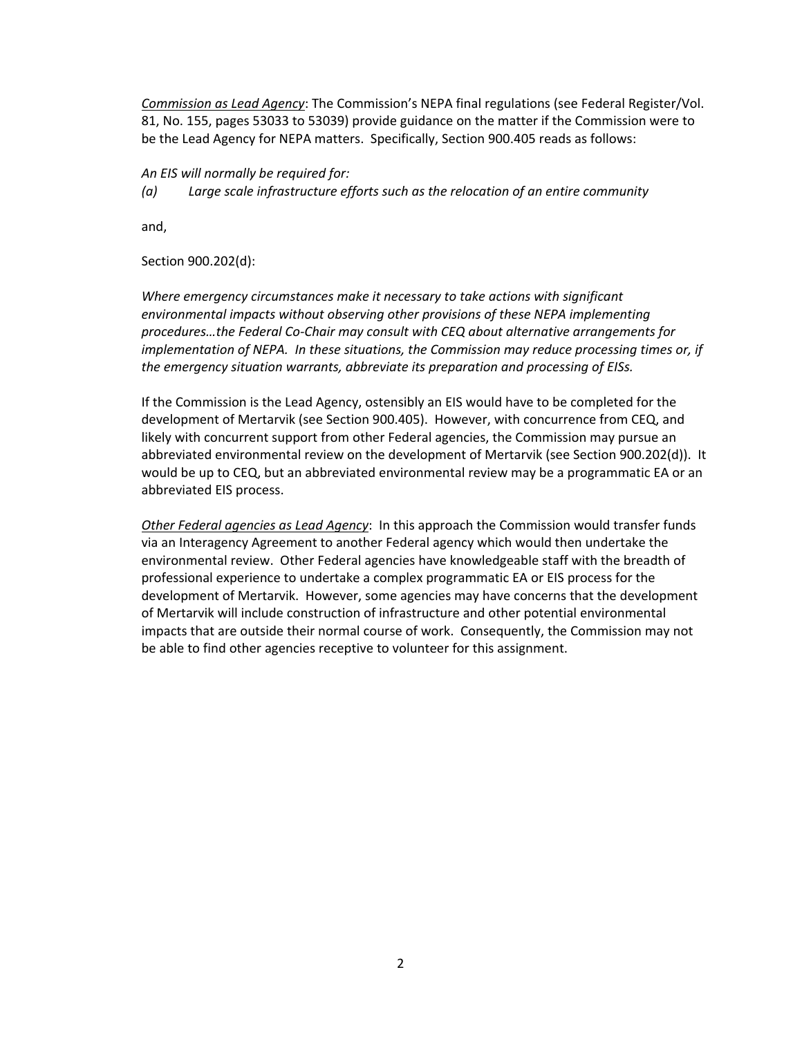*Commission as Lead Agency*: The Commission's NEPA final regulations (see Federal Register/Vol. 81, No. 155, pages 53033 to 53039) provide guidance on the matter if the Commission were to be the Lead Agency for NEPA matters. Specifically, Section 900.405 reads as follows:

*An EIS will normally be required for:*

*(a) Large scale infrastructure efforts such as the relocation of an entire community*

and,

Section 900.202(d):

*Where emergency circumstances make it necessary to take actions with significant environmental impacts without observing other provisions of these NEPA implementing procedures…the Federal Co-Chair may consult with CEQ about alternative arrangements for implementation of NEPA. In these situations, the Commission may reduce processing times or, if the emergency situation warrants, abbreviate its preparation and processing of EISs.*

If the Commission is the Lead Agency, ostensibly an EIS would have to be completed for the development of Mertarvik (see Section 900.405). However, with concurrence from CEQ, and likely with concurrent support from other Federal agencies, the Commission may pursue an abbreviated environmental review on the development of Mertarvik (see Section 900.202(d)). It would be up to CEQ, but an abbreviated environmental review may be a programmatic EA or an abbreviated EIS process.

*Other Federal agencies as Lead Agency*: In this approach the Commission would transfer funds via an Interagency Agreement to another Federal agency which would then undertake the environmental review. Other Federal agencies have knowledgeable staff with the breadth of professional experience to undertake a complex programmatic EA or EIS process for the development of Mertarvik. However, some agencies may have concerns that the development of Mertarvik will include construction of infrastructure and other potential environmental impacts that are outside their normal course of work. Consequently, the Commission may not be able to find other agencies receptive to volunteer for this assignment.